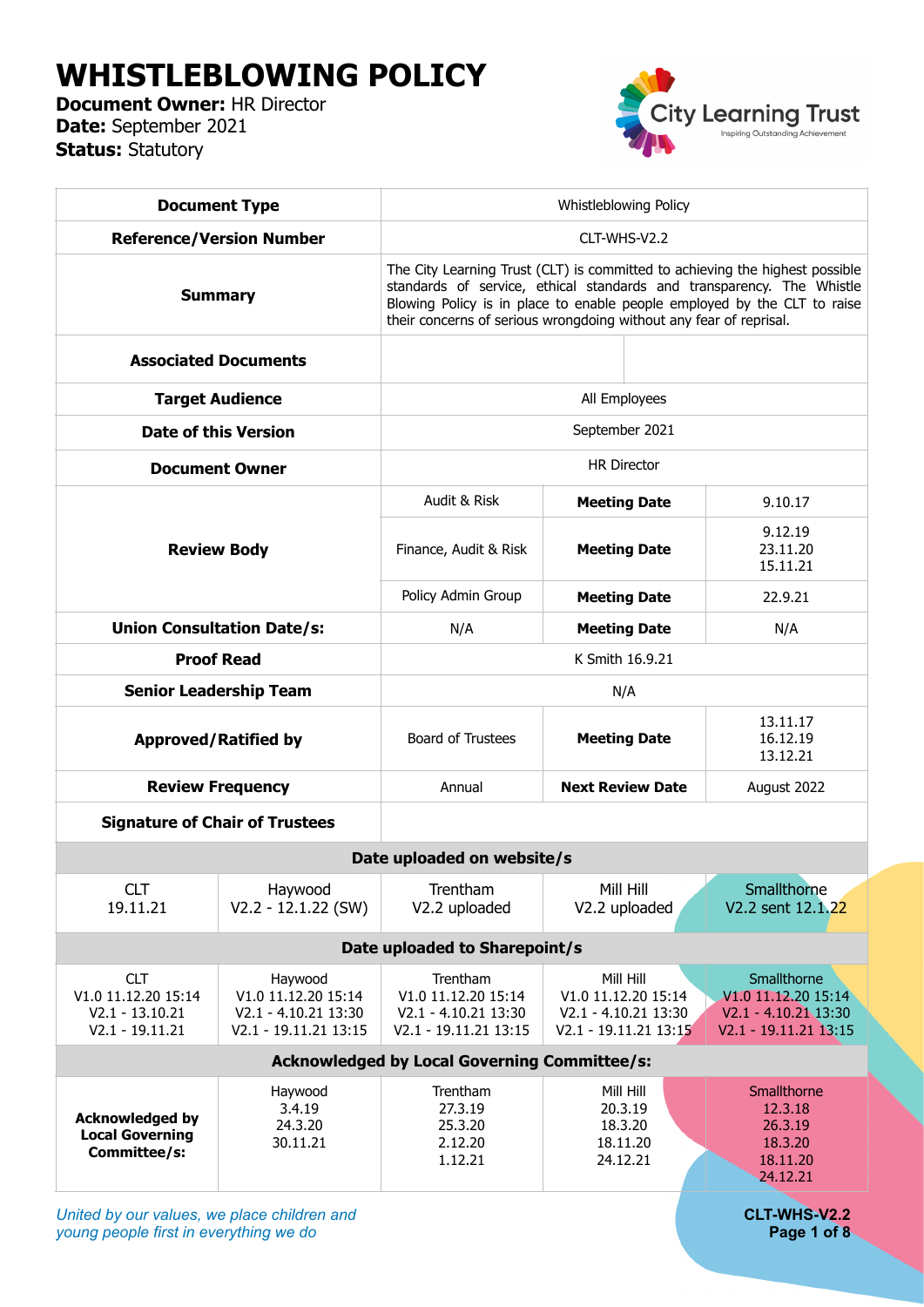# WHISTLEBLOWING POLICY

**Document Owner:** HR Director
**Date:** September 2021
**Status:** Statutory

City Learning Trust
Inspiring Outstanding Achievement

| Document Type | Whistleblowing Policy | | |
|---|---|---|---|
| **Reference/Version Number** | CLT-WHS-V2.2 | | |
| **Summary** | The City Learning Trust (CLT) is committed to achieving the highest possible standards of service, ethical standards and transparency. The Whistle Blowing Policy is in place to enable people employed by the CLT to raise their concerns of serious wrongdoing without any fear of reprisal. | | |
| **Associated Documents** | | | |
| **Target Audience** | All Employees | | |
| **Date of this Version** | September 2021 | | |
| **Document Owner** | HR Director | | |
| **Review Body** | Audit & Risk | **Meeting Date** | 9.10.17 |
| | Finance, Audit & Risk | **Meeting Date** | 9.12.19<br>23.11.20<br>15.11.21 |
| | Policy Admin Group | **Meeting Date** | 22.9.21 |
| **Union Consultation Date/s:** | N/A | **Meeting Date** | N/A |
| **Proof Read** | K Smith 16.9.21 | | |
| **Senior Leadership Team** | N/A | | |
| **Approved/Ratified by** | Board of Trustees | **Meeting Date** | 13.11.17<br>16.12.19<br>13.12.21 |
| **Review Frequency** | Annual | **Next Review Date** | August 2022 |
| **Signature of Chair of Trustees** | | | |

| **Date uploaded on website/s** | | | | |
|---|---|---|---|---|
| CLT<br>19.11.21 | Haywood<br>V2.2 - 12.1.22 (SW) | Trentham<br>V2.2 uploaded | Mill Hill<br>V2.2 uploaded | Smallthorne<br>V2.2 sent 12.1.22 |
| **Date uploaded to Sharepoint/s** | | | | |
| CLT<br>V1.0 11.12.20 15:14<br>V2.1 - 13.10.21<br>V2.1 - 19.11.21 | Haywood<br>V1.0 11.12.20 15:14<br>V2.1 - 4.10.21 13:30<br>V2.1 - 19.11.21 13:15 | Trentham<br>V1.0 11.12.20 15:14<br>V2.1 - 4.10.21 13:30<br>V2.1 - 19.11.21 13:15 | Mill Hill<br>V1.0 11.12.20 15:14<br>V2.1 - 4.10.21 13:30<br>V2.1 - 19.11.21 13:15 | Smallthorne<br>V1.0 11.12.20 15:14<br>V2.1 - 4.10.21 13:30<br>V2.1 - 19.11.21 13:15 |
| **Acknowledged by Local Governing Committee/s:** | | | | |
| **Acknowledged by Local Governing Committee/s:** | Haywood<br>3.4.19<br>24.3.20<br>30.11.21 | Trentham<br>27.3.19<br>25.3.20<br>2.12.20<br>1.12.21 | Mill Hill<br>20.3.19<br>18.3.20<br>18.11.20<br>24.12.21 | Smallthorne<br>12.3.18<br>26.3.19<br>18.3.20<br>18.11.20<br>24.12.21 |

*United by our values, we place children and young people first in everything we do*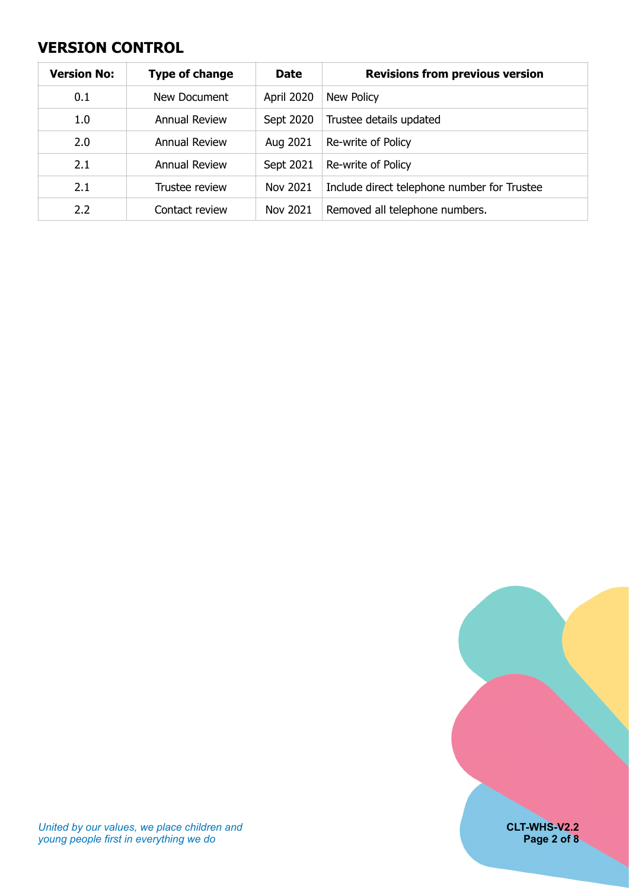## VERSION CONTROL

| Version No: | Type of change | Date | Revisions from previous version |
|---|---|---|---|
| 0.1 | New Document | April 2020 | New Policy |
| 1.0 | Annual Review | Sept 2020 | Trustee details updated |
| 2.0 | Annual Review | Aug 2021 | Re-write of Policy |
| 2.1 | Annual Review | Sept 2021 | Re-write of Policy |
| 2.1 | Trustee review | Nov 2021 | Include direct telephone number for Trustee |
| 2.2 | Contact review | Nov 2021 | Removed all telephone numbers. |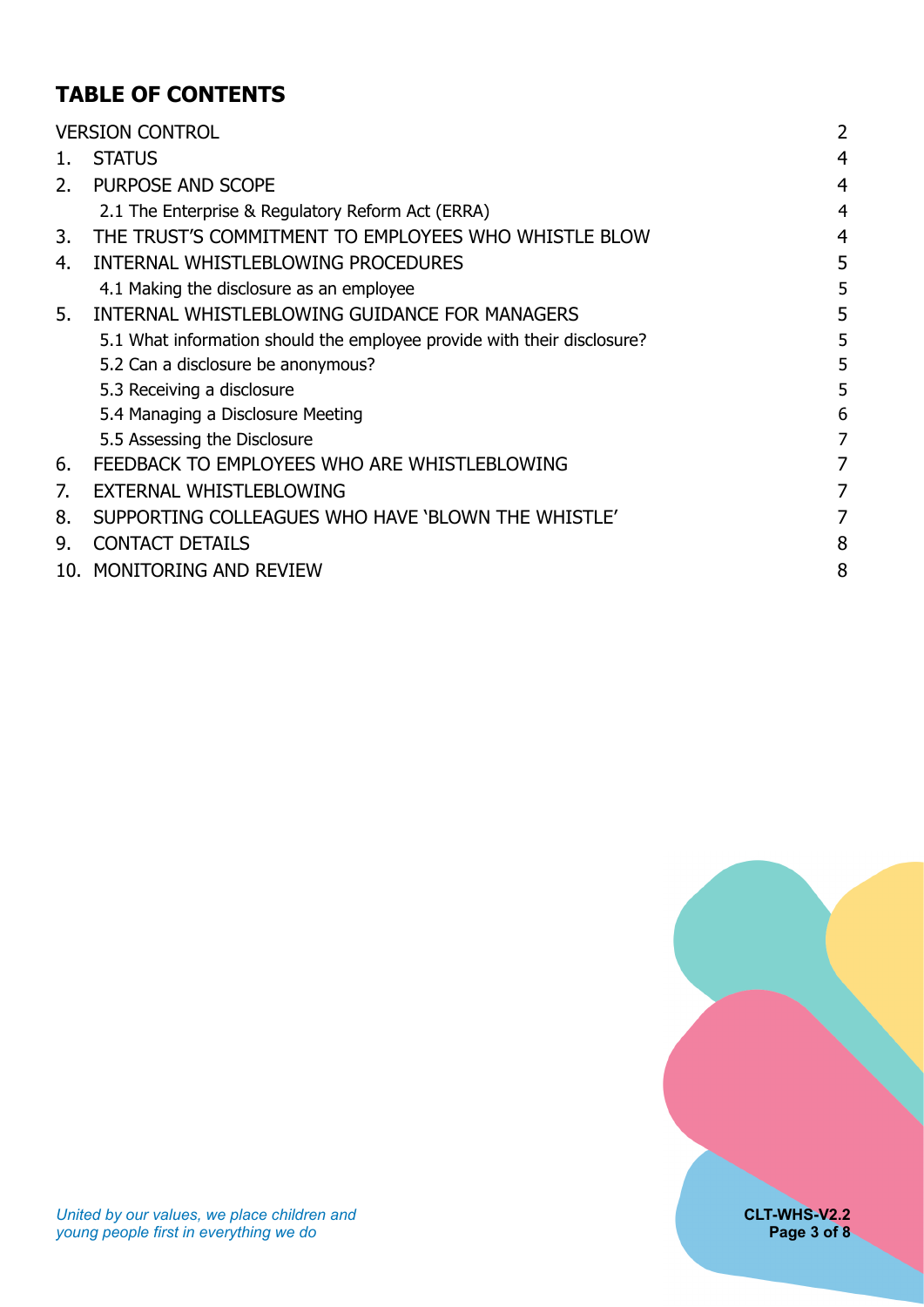# TABLE OF CONTENTS

| | |
|---|---|
| VERSION CONTROL | 2 |
| 1. STATUS | 4 |
| 2. PURPOSE AND SCOPE | 4 |
| 2.1 The Enterprise & Regulatory Reform Act (ERRA) | 4 |
| 3. THE TRUST'S COMMITMENT TO EMPLOYEES WHO WHISTLE BLOW | 4 |
| 4. INTERNAL WHISTLEBLOWING PROCEDURES | 5 |
| 4.1 Making the disclosure as an employee | 5 |
| 5. INTERNAL WHISTLEBLOWING GUIDANCE FOR MANAGERS | 5 |
| 5.1 What information should the employee provide with their disclosure? | 5 |
| 5.2 Can a disclosure be anonymous? | 5 |
| 5.3 Receiving a disclosure | 5 |
| 5.4 Managing a Disclosure Meeting | 6 |
| 5.5 Assessing the Disclosure | 7 |
| 6. FEEDBACK TO EMPLOYEES WHO ARE WHISTLEBLOWING | 7 |
| 7. EXTERNAL WHISTLEBLOWING | 7 |
| 8. SUPPORTING COLLEAGUES WHO HAVE 'BLOWN THE WHISTLE' | 7 |
| 9. CONTACT DETAILS | 8 |
| 10. MONITORING AND REVIEW | 8 |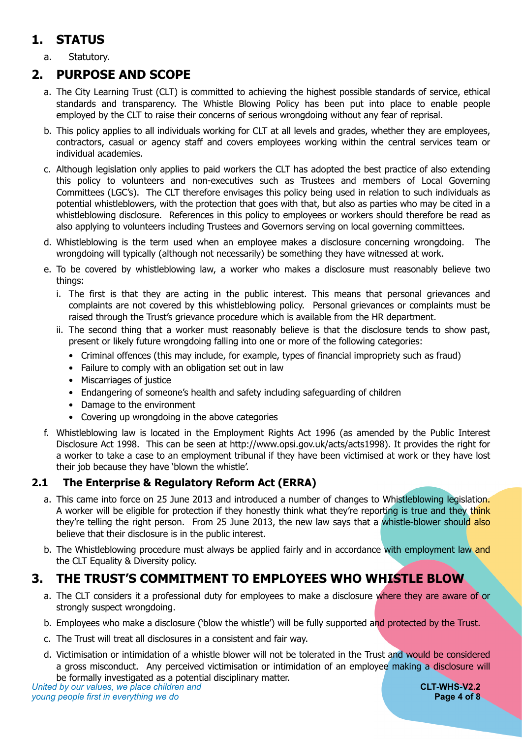## 1. STATUS

a. Statutory.

## 2. PURPOSE AND SCOPE

a. The City Learning Trust (CLT) is committed to achieving the highest possible standards of service, ethical standards and transparency. The Whistle Blowing Policy has been put into place to enable people employed by the CLT to raise their concerns of serious wrongdoing without any fear of reprisal.

b. This policy applies to all individuals working for CLT at all levels and grades, whether they are employees, contractors, casual or agency staff and covers employees working within the central services team or individual academies.

c. Although legislation only applies to paid workers the CLT has adopted the best practice of also extending this policy to volunteers and non-executives such as Trustees and members of Local Governing Committees (LGC's). The CLT therefore envisages this policy being used in relation to such individuals as potential whistleblowers, with the protection that goes with that, but also as parties who may be cited in a whistleblowing disclosure. References in this policy to employees or workers should therefore be read as also applying to volunteers including Trustees and Governors serving on local governing committees.

d. Whistleblowing is the term used when an employee makes a disclosure concerning wrongdoing. The wrongdoing will typically (although not necessarily) be something they have witnessed at work.

e. To be covered by whistleblowing law, a worker who makes a disclosure must reasonably believe two things:

   i. The first is that they are acting in the public interest. This means that personal grievances and complaints are not covered by this whistleblowing policy. Personal grievances or complaints must be raised through the Trust's grievance procedure which is available from the HR department.

   ii. The second thing that a worker must reasonably believe is that the disclosure tends to show past, present or likely future wrongdoing falling into one or more of the following categories:

   - Criminal offences (this may include, for example, types of financial impropriety such as fraud)
   - Failure to comply with an obligation set out in law
   - Miscarriages of justice
   - Endangering of someone's health and safety including safeguarding of children
   - Damage to the environment
   - Covering up wrongdoing in the above categories

f. Whistleblowing law is located in the Employment Rights Act 1996 (as amended by the Public Interest Disclosure Act 1998. This can be seen at http://www.opsi.gov.uk/acts/acts1998). It provides the right for a worker to take a case to an employment tribunal if they have been victimised at work or they have lost their job because they have 'blown the whistle'.

### 2.1 The Enterprise & Regulatory Reform Act (ERRA)

a. This came into force on 25 June 2013 and introduced a number of changes to Whistleblowing legislation. A worker will be eligible for protection if they honestly think what they're reporting is true and they think they're telling the right person. From 25 June 2013, the new law says that a whistle-blower should also believe that their disclosure is in the public interest.

b. The Whistleblowing procedure must always be applied fairly and in accordance with employment law and the CLT Equality & Diversity policy.

## 3. THE TRUST'S COMMITMENT TO EMPLOYEES WHO WHISTLE BLOW

a. The CLT considers it a professional duty for employees to make a disclosure where they are aware of or strongly suspect wrongdoing.

b. Employees who make a disclosure ('blow the whistle') will be fully supported and protected by the Trust.

c. The Trust will treat all disclosures in a consistent and fair way.

d. Victimisation or intimidation of a whistle blower will not be tolerated in the Trust and would be considered a gross misconduct. Any perceived victimisation or intimidation of an employee making a disclosure will be formally investigated as a potential disciplinary matter.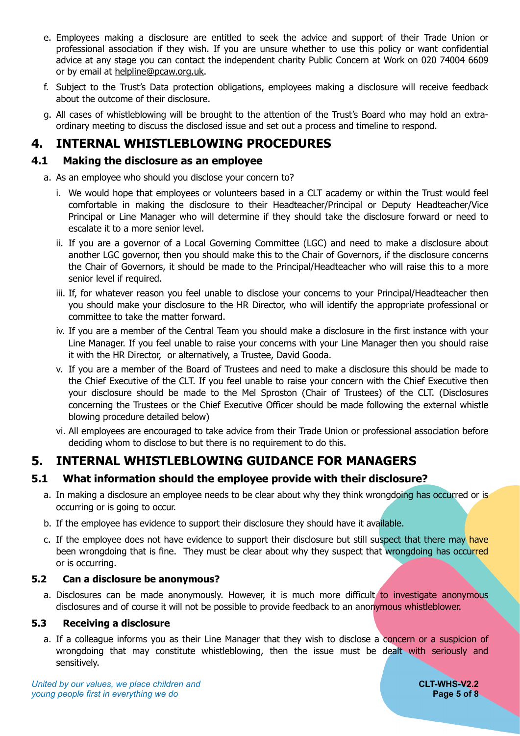e. Employees making a disclosure are entitled to seek the advice and support of their Trade Union or professional association if they wish. If you are unsure whether to use this policy or want confidential advice at any stage you can contact the independent charity Public Concern at Work on 020 74004 6609 or by email at helpline@pcaw.org.uk.

f. Subject to the Trust's Data protection obligations, employees making a disclosure will receive feedback about the outcome of their disclosure.

g. All cases of whistleblowing will be brought to the attention of the Trust's Board who may hold an extra-ordinary meeting to discuss the disclosed issue and set out a process and timeline to respond.

# 4. INTERNAL WHISTLEBLOWING PROCEDURES

## 4.1 Making the disclosure as an employee

a. As an employee who should you disclose your concern to?

   i. We would hope that employees or volunteers based in a CLT academy or within the Trust would feel comfortable in making the disclosure to their Headteacher/Principal or Deputy Headteacher/Vice Principal or Line Manager who will determine if they should take the disclosure forward or need to escalate it to a more senior level.

   ii. If you are a governor of a Local Governing Committee (LGC) and need to make a disclosure about another LGC governor, then you should make this to the Chair of Governors, if the disclosure concerns the Chair of Governors, it should be made to the Principal/Headteacher who will raise this to a more senior level if required.

   iii. If, for whatever reason you feel unable to disclose your concerns to your Principal/Headteacher then you should make your disclosure to the HR Director, who will identify the appropriate professional or committee to take the matter forward.

   iv. If you are a member of the Central Team you should make a disclosure in the first instance with your Line Manager. If you feel unable to raise your concerns with your Line Manager then you should raise it with the HR Director, or alternatively, a Trustee, David Gooda.

   v. If you are a member of the Board of Trustees and need to make a disclosure this should be made to the Chief Executive of the CLT. If you feel unable to raise your concern with the Chief Executive then your disclosure should be made to the Mel Sproston (Chair of Trustees) of the CLT. (Disclosures concerning the Trustees or the Chief Executive Officer should be made following the external whistle blowing procedure detailed below)

   vi. All employees are encouraged to take advice from their Trade Union or professional association before deciding whom to disclose to but there is no requirement to do this.

# 5. INTERNAL WHISTLEBLOWING GUIDANCE FOR MANAGERS

## 5.1 What information should the employee provide with their disclosure?

a. In making a disclosure an employee needs to be clear about why they think wrongdoing has occurred or is occurring or is going to occur.

b. If the employee has evidence to support their disclosure they should have it available.

c. If the employee does not have evidence to support their disclosure but still suspect that there may have been wrongdoing that is fine. They must be clear about why they suspect that wrongdoing has occurred or is occurring.

## 5.2 Can a disclosure be anonymous?

a. Disclosures can be made anonymously. However, it is much more difficult to investigate anonymous disclosures and of course it will not be possible to provide feedback to an anonymous whistleblower.

## 5.3 Receiving a disclosure

a. If a colleague informs you as their Line Manager that they wish to disclose a concern or a suspicion of wrongdoing that may constitute whistleblowing, then the issue must be dealt with seriously and sensitively.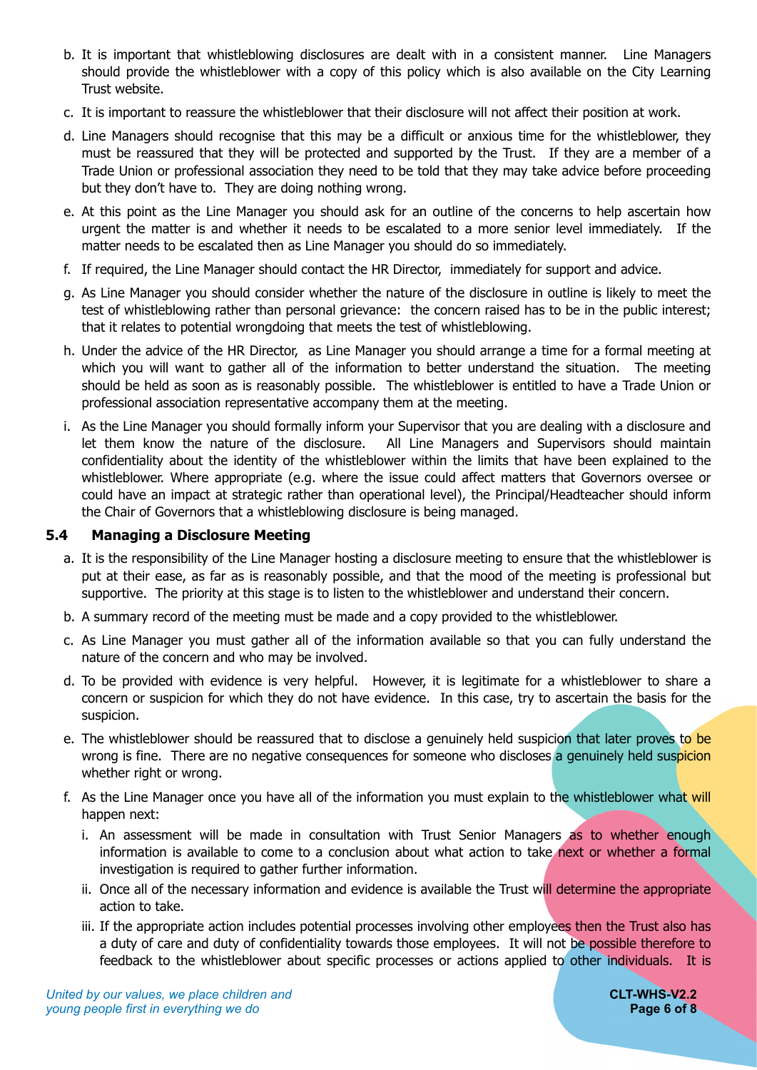b. It is important that whistleblowing disclosures are dealt with in a consistent manner. Line Managers should provide the whistleblower with a copy of this policy which is also available on the City Learning Trust website.

c. It is important to reassure the whistleblower that their disclosure will not affect their position at work.

d. Line Managers should recognise that this may be a difficult or anxious time for the whistleblower, they must be reassured that they will be protected and supported by the Trust. If they are a member of a Trade Union or professional association they need to be told that they may take advice before proceeding but they don't have to. They are doing nothing wrong.

e. At this point as the Line Manager you should ask for an outline of the concerns to help ascertain how urgent the matter is and whether it needs to be escalated to a more senior level immediately. If the matter needs to be escalated then as Line Manager you should do so immediately.

f. If required, the Line Manager should contact the HR Director, immediately for support and advice.

g. As Line Manager you should consider whether the nature of the disclosure in outline is likely to meet the test of whistleblowing rather than personal grievance: the concern raised has to be in the public interest; that it relates to potential wrongdoing that meets the test of whistleblowing.

h. Under the advice of the HR Director, as Line Manager you should arrange a time for a formal meeting at which you will want to gather all of the information to better understand the situation. The meeting should be held as soon as is reasonably possible. The whistleblower is entitled to have a Trade Union or professional association representative accompany them at the meeting.

i. As the Line Manager you should formally inform your Supervisor that you are dealing with a disclosure and let them know the nature of the disclosure. All Line Managers and Supervisors should maintain confidentiality about the identity of the whistleblower within the limits that have been explained to the whistleblower. Where appropriate (e.g. where the issue could affect matters that Governors oversee or could have an impact at strategic rather than operational level), the Principal/Headteacher should inform the Chair of Governors that a whistleblowing disclosure is being managed.

### 5.4 Managing a Disclosure Meeting

a. It is the responsibility of the Line Manager hosting a disclosure meeting to ensure that the whistleblower is put at their ease, as far as is reasonably possible, and that the mood of the meeting is professional but supportive. The priority at this stage is to listen to the whistleblower and understand their concern.

b. A summary record of the meeting must be made and a copy provided to the whistleblower.

c. As Line Manager you must gather all of the information available so that you can fully understand the nature of the concern and who may be involved.

d. To be provided with evidence is very helpful. However, it is legitimate for a whistleblower to share a concern or suspicion for which they do not have evidence. In this case, try to ascertain the basis for the suspicion.

e. The whistleblower should be reassured that to disclose a genuinely held suspicion that later proves to be wrong is fine. There are no negative consequences for someone who discloses a genuinely held suspicion whether right or wrong.

f. As the Line Manager once you have all of the information you must explain to the whistleblower what will happen next:

   i. An assessment will be made in consultation with Trust Senior Managers as to whether enough information is available to come to a conclusion about what action to take next or whether a formal investigation is required to gather further information.

   ii. Once all of the necessary information and evidence is available the Trust will determine the appropriate action to take.

   iii. If the appropriate action includes potential processes involving other employees then the Trust also has a duty of care and duty of confidentiality towards those employees. It will not be possible therefore to feedback to the whistleblower about specific processes or actions applied to other individuals. It is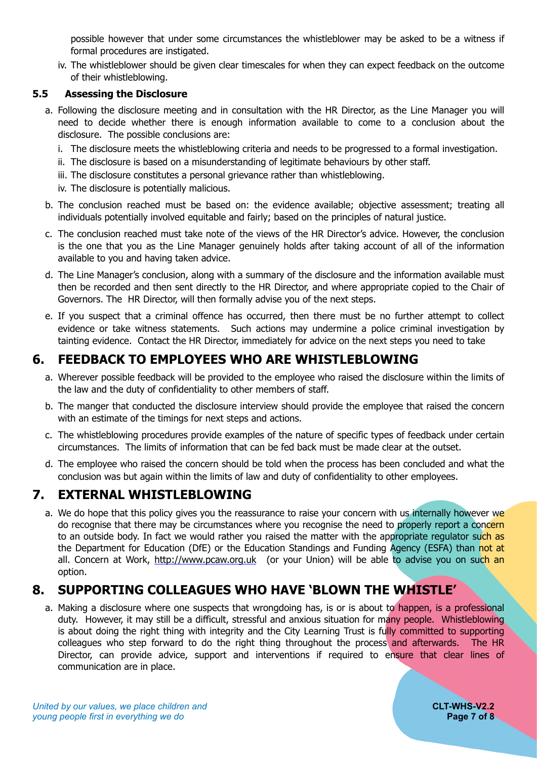possible however that under some circumstances the whistleblower may be asked to be a witness if formal procedures are instigated.

iv. The whistleblower should be given clear timescales for when they can expect feedback on the outcome of their whistleblowing.

### 5.5 Assessing the Disclosure

a. Following the disclosure meeting and in consultation with the HR Director, as the Line Manager you will need to decide whether there is enough information available to come to a conclusion about the disclosure. The possible conclusions are:

   i. The disclosure meets the whistleblowing criteria and needs to be progressed to a formal investigation.

   ii. The disclosure is based on a misunderstanding of legitimate behaviours by other staff.

   iii. The disclosure constitutes a personal grievance rather than whistleblowing.

   iv. The disclosure is potentially malicious.

b. The conclusion reached must be based on: the evidence available; objective assessment; treating all individuals potentially involved equitable and fairly; based on the principles of natural justice.

c. The conclusion reached must take note of the views of the HR Director's advice. However, the conclusion is the one that you as the Line Manager genuinely holds after taking account of all of the information available to you and having taken advice.

d. The Line Manager's conclusion, along with a summary of the disclosure and the information available must then be recorded and then sent directly to the HR Director, and where appropriate copied to the Chair of Governors. The HR Director, will then formally advise you of the next steps.

e. If you suspect that a criminal offence has occurred, then there must be no further attempt to collect evidence or take witness statements. Such actions may undermine a police criminal investigation by tainting evidence. Contact the HR Director, immediately for advice on the next steps you need to take

## 6. FEEDBACK TO EMPLOYEES WHO ARE WHISTLEBLOWING

a. Wherever possible feedback will be provided to the employee who raised the disclosure within the limits of the law and the duty of confidentiality to other members of staff.

b. The manger that conducted the disclosure interview should provide the employee that raised the concern with an estimate of the timings for next steps and actions.

c. The whistleblowing procedures provide examples of the nature of specific types of feedback under certain circumstances. The limits of information that can be fed back must be made clear at the outset.

d. The employee who raised the concern should be told when the process has been concluded and what the conclusion was but again within the limits of law and duty of confidentiality to other employees.

## 7. EXTERNAL WHISTLEBLOWING

a. We do hope that this policy gives you the reassurance to raise your concern with us internally however we do recognise that there may be circumstances where you recognise the need to properly report a concern to an outside body. In fact we would rather you raised the matter with the appropriate regulator such as the Department for Education (DfE) or the Education Standings and Funding Agency (ESFA) than not at all. Concern at Work, http://www.pcaw.org.uk (or your Union) will be able to advise you on such an option.

## 8. SUPPORTING COLLEAGUES WHO HAVE 'BLOWN THE WHISTLE'

a. Making a disclosure where one suspects that wrongdoing has, is or is about to happen, is a professional duty. However, it may still be a difficult, stressful and anxious situation for many people. Whistleblowing is about doing the right thing with integrity and the City Learning Trust is fully committed to supporting colleagues who step forward to do the right thing throughout the process and afterwards. The HR Director, can provide advice, support and interventions if required to ensure that clear lines of communication are in place.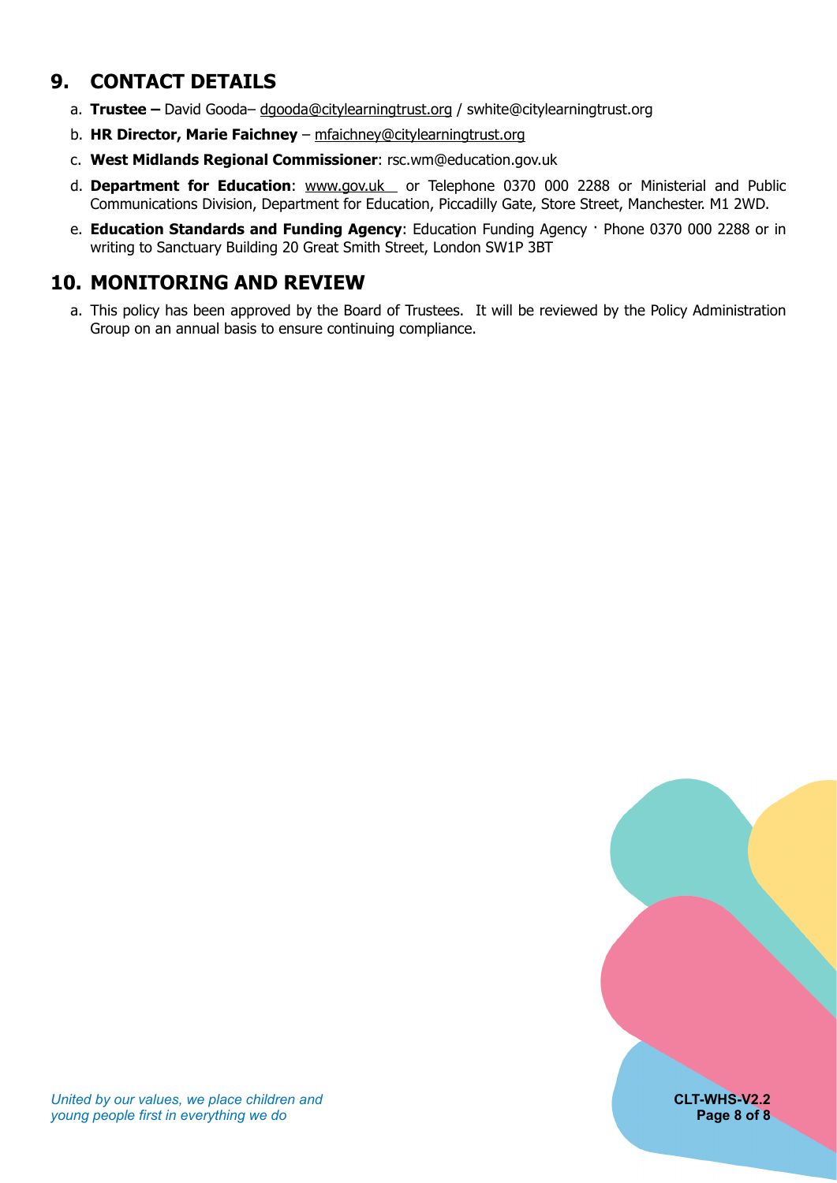## 9. CONTACT DETAILS

a. **Trustee –** David Gooda– dgooda@citylearningtrust.org / swhite@citylearningtrust.org

b. **HR Director, Marie Faichney** – mfaichney@citylearningtrust.org

c. **West Midlands Regional Commissioner**: rsc.wm@education.gov.uk

d. **Department for Education**: www.gov.uk or Telephone 0370 000 2288 or Ministerial and Public Communications Division, Department for Education, Piccadilly Gate, Store Street, Manchester. M1 2WD.

e. **Education Standards and Funding Agency**: Education Funding Agency · Phone 0370 000 2288 or in writing to Sanctuary Building 20 Great Smith Street, London SW1P 3BT

## 10. MONITORING AND REVIEW

a. This policy has been approved by the Board of Trustees. It will be reviewed by the Policy Administration Group on an annual basis to ensure continuing compliance.